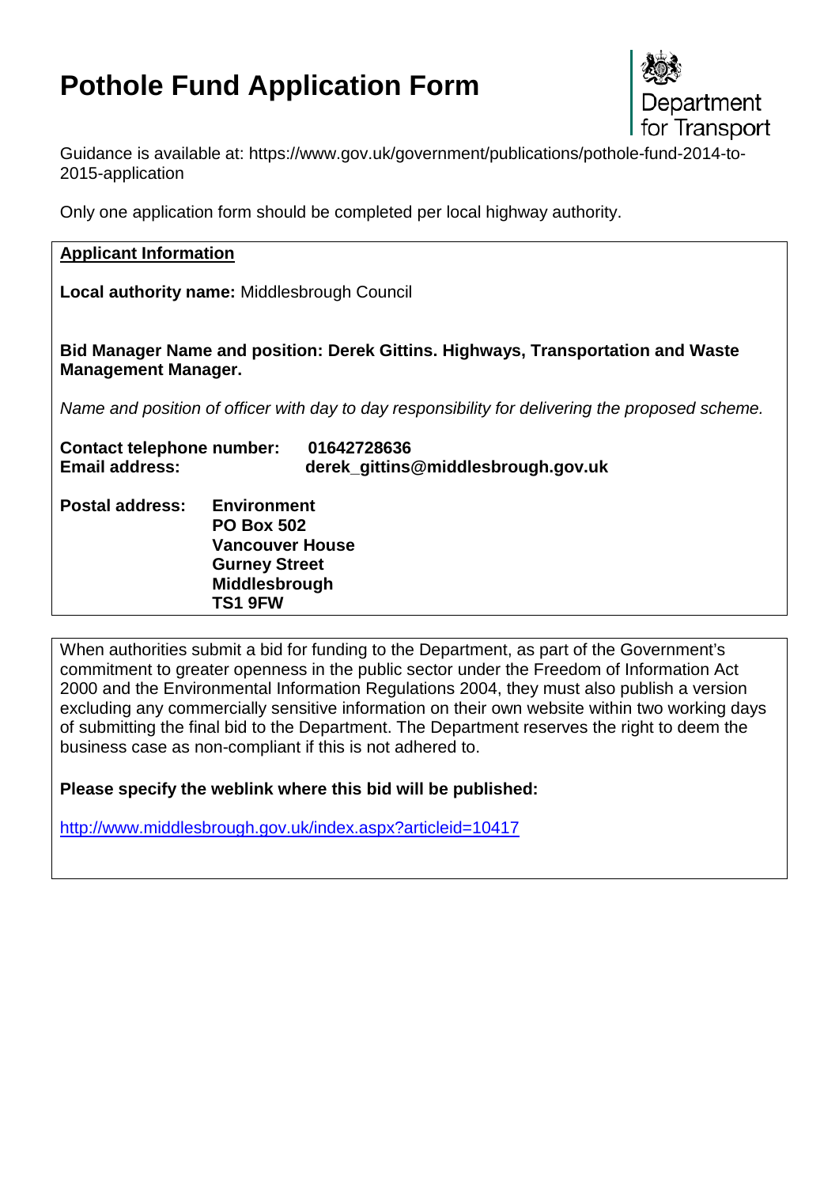# Pothole Fund Application Form

Department for Transport

Guidance is available at: https://www.gov.uk/government/publications/pothole-fund-2014-to-2015-application

Only one application form should be completed per local highway authority.

**Applicant Information**

**Local authority name:** Middlesbrough Council

**Bid Manager Name and position: Derek Gittins. Highways, Transportation and Waste Management Manager.**

*Name and position of officer with day to day responsibility for delivering the proposed scheme.*

**Contact telephone number:** **01642728636**
**Email address:** **derek_gittins@middlesbrough.gov.uk**

**Postal address:**
**Environment**
**PO Box 502**
**Vancouver House**
**Gurney Street**
**Middlesbrough**
**TS1 9FW**

When authorities submit a bid for funding to the Department, as part of the Government's commitment to greater openness in the public sector under the Freedom of Information Act 2000 and the Environmental Information Regulations 2004, they must also publish a version excluding any commercially sensitive information on their own website within two working days of submitting the final bid to the Department. The Department reserves the right to deem the business case as non-compliant if this is not adhered to.

**Please specify the weblink where this bid will be published:**

http://www.middlesbrough.gov.uk/index.aspx?articleid=10417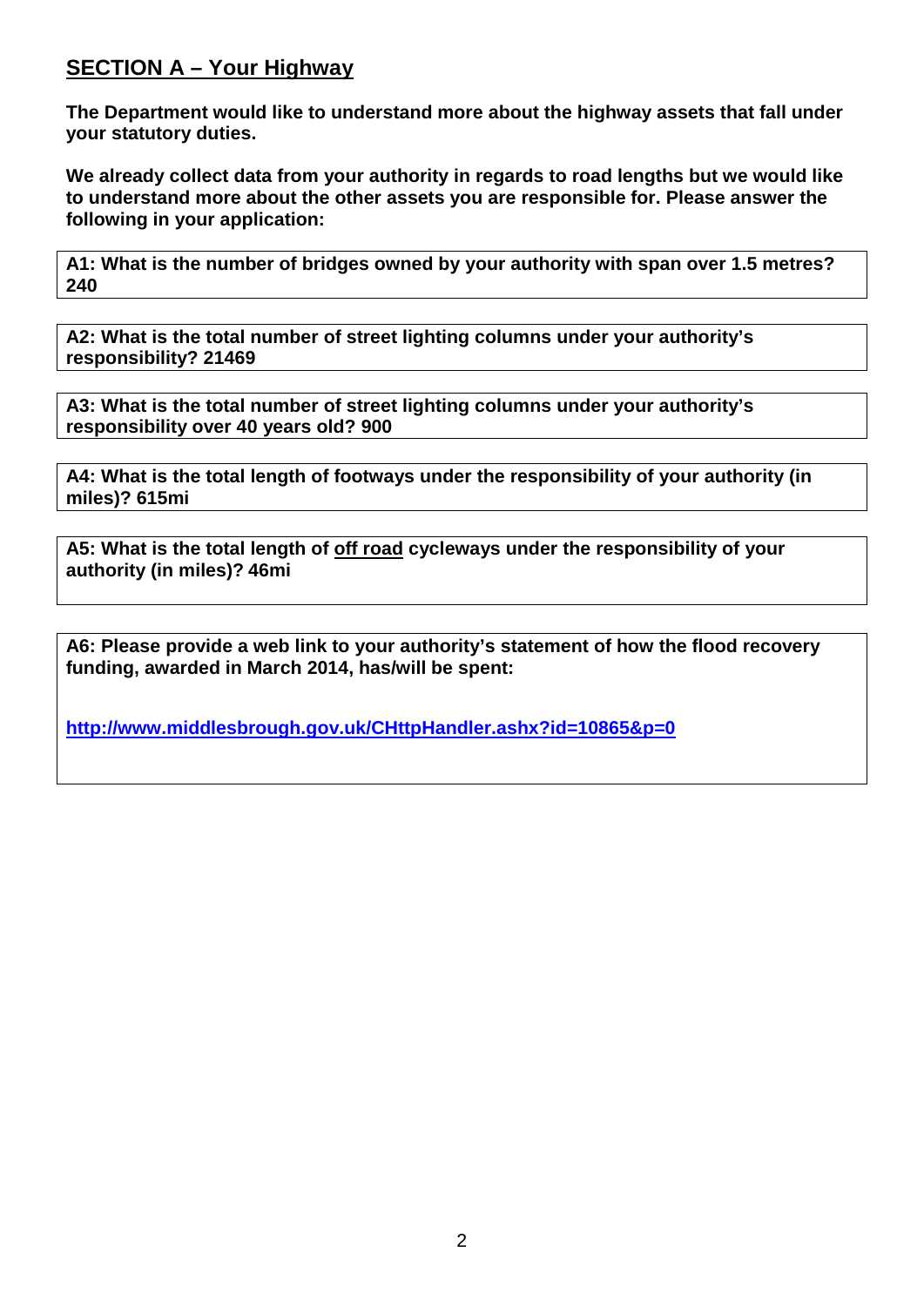## SECTION A – Your Highway

**The Department would like to understand more about the highway assets that fall under your statutory duties.**

**We already collect data from your authority in regards to road lengths but we would like to understand more about the other assets you are responsible for. Please answer the following in your application:**

**A1: What is the number of bridges owned by your authority with span over 1.5 metres? 240**

**A2: What is the total number of street lighting columns under your authority's responsibility? 21469**

**A3: What is the total number of street lighting columns under your authority's responsibility over 40 years old? 900**

**A4: What is the total length of footways under the responsibility of your authority (in miles)? 615mi**

**A5: What is the total length of off road cycleways under the responsibility of your authority (in miles)? 46mi**

**A6: Please provide a web link to your authority's statement of how the flood recovery funding, awarded in March 2014, has/will be spent:**

**http://www.middlesbrough.gov.uk/CHttpHandler.ashx?id=10865&p=0**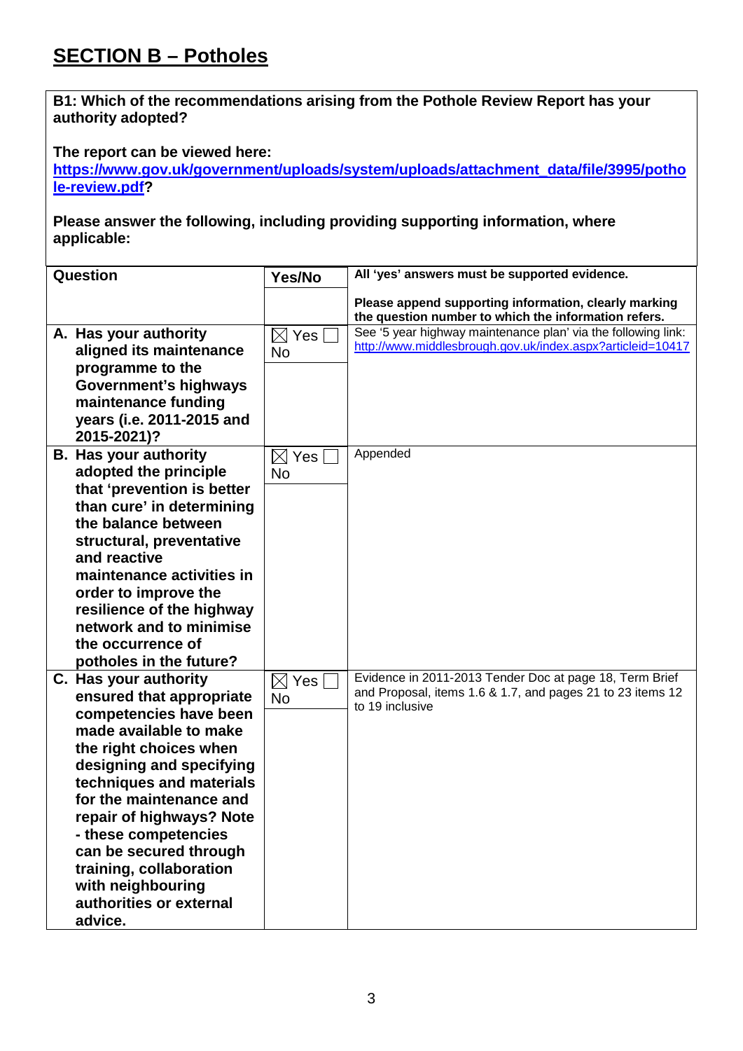## SECTION B – Potholes

**B1: Which of the recommendations arising from the Pothole Review Report has your authority adopted?**

**The report can be viewed here: [https://www.gov.uk/government/uploads/system/uploads/attachment_data/file/3995/pothole-review.pdf](https://www.gov.uk/government/uploads/system/uploads/attachment_data/file/3995/pothole-review.pdf)?**

**Please answer the following, including providing supporting information, where applicable:**

| Question | Yes/No | All 'yes' answers must be supported evidence.<br><br>Please append supporting information, clearly marking the question number to which the information refers. |
|---|---|---|
| **A. Has your authority aligned its maintenance programme to the Government's highways maintenance funding years (i.e. 2011-2015 and 2015-2021)?** | ☒ Yes ☐ No | See '5 year highway maintenance plan' via the following link: [http://www.middlesbrough.gov.uk/index.aspx?articleid=10417](http://www.middlesbrough.gov.uk/index.aspx?articleid=10417) |
| **B. Has your authority adopted the principle that 'prevention is better than cure' in determining the balance between structural, preventative and reactive maintenance activities in order to improve the resilience of the highway network and to minimise the occurrence of potholes in the future?** | ☒ Yes ☐ No | Appended |
| **C. Has your authority ensured that appropriate competencies have been made available to make the right choices when designing and specifying techniques and materials for the maintenance and repair of highways? Note - these competencies can be secured through training, collaboration with neighbouring authorities or external advice.** | ☒ Yes ☐ No | Evidence in 2011-2013 Tender Doc at page 18, Term Brief and Proposal, items 1.6 & 1.7, and pages 21 to 23 items 12 to 19 inclusive |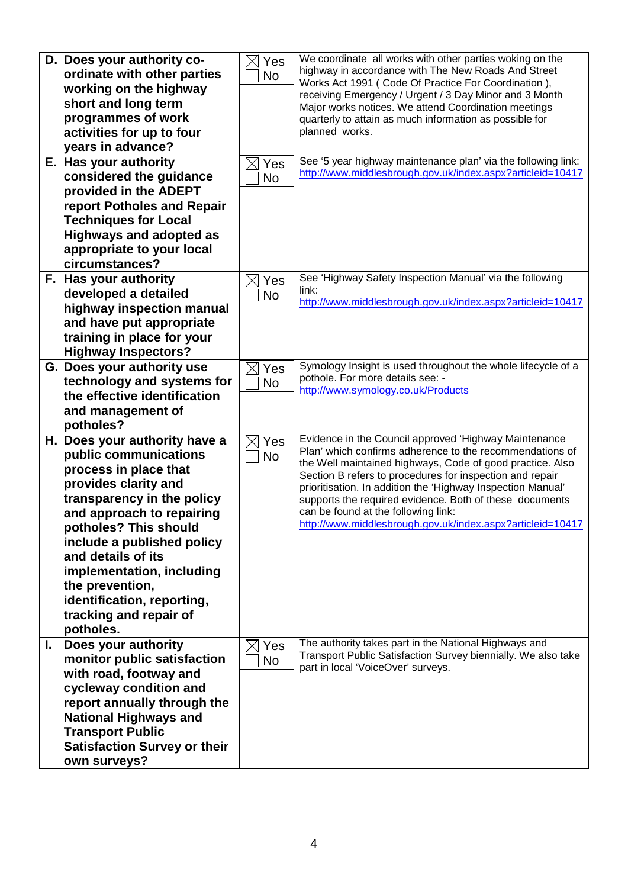| | | |
|---|---|---|
| **D. Does your authority co-ordinate with other parties working on the highway short and long term programmes of work activities for up to four years in advance?** | ☒ Yes ☐ No | We coordinate all works with other parties woking on the highway in accordance with The New Roads And Street Works Act 1991 ( Code Of Practice For Coordination ), receiving Emergency / Urgent / 3 Day Minor and 3 Month Major works notices. We attend Coordination meetings quarterly to attain as much information as possible for planned works. |
| **E. Has your authority considered the guidance provided in the ADEPT report Potholes and Repair Techniques for Local Highways and adopted as appropriate to your local circumstances?** | ☒ Yes ☐ No | See '5 year highway maintenance plan' via the following link: http://www.middlesbrough.gov.uk/index.aspx?articleid=10417 |
| **F. Has your authority developed a detailed highway inspection manual and have put appropriate training in place for your Highway Inspectors?** | ☒ Yes ☐ No | See 'Highway Safety Inspection Manual' via the following link: http://www.middlesbrough.gov.uk/index.aspx?articleid=10417 |
| **G. Does your authority use technology and systems for the effective identification and management of potholes?** | ☒ Yes ☐ No | Symology Insight is used throughout the whole lifecycle of a pothole. For more details see: - http://www.symology.co.uk/Products |
| **H. Does your authority have a public communications process in place that provides clarity and transparency in the policy and approach to repairing potholes? This should include a published policy and details of its implementation, including the prevention, identification, reporting, tracking and repair of potholes.** | ☒ Yes ☐ No | Evidence in the Council approved 'Highway Maintenance Plan' which confirms adherence to the recommendations of the Well maintained highways, Code of good practice. Also Section B refers to procedures for inspection and repair prioritisation. In addition the 'Highway Inspection Manual' supports the required evidence. Both of these documents can be found at the following link: http://www.middlesbrough.gov.uk/index.aspx?articleid=10417 |
| **I. Does your authority monitor public satisfaction with road, footway and cycleway condition and report annually through the National Highways and Transport Public Satisfaction Survey or their own surveys?** | ☒ Yes ☐ No | The authority takes part in the National Highways and Transport Public Satisfaction Survey biennially. We also take part in local 'VoiceOver' surveys. |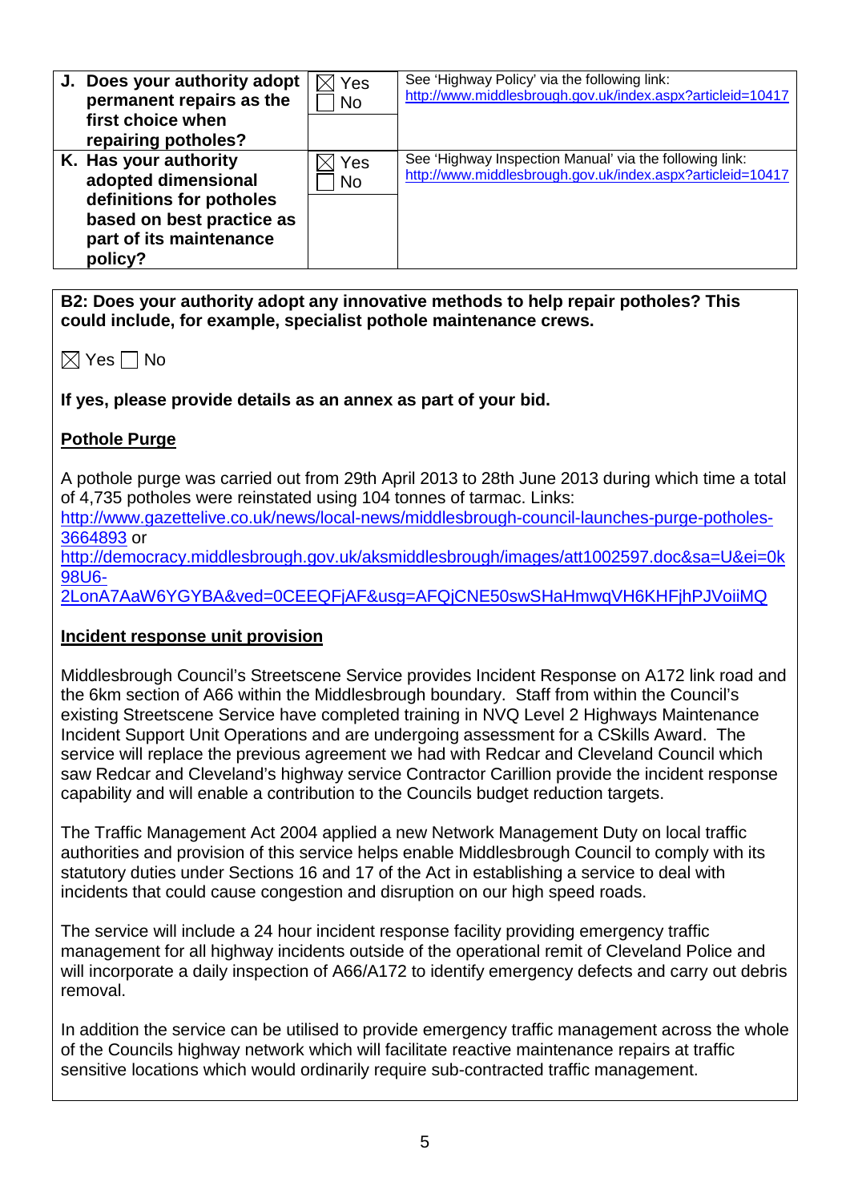| | | |
|---|---|---|
| **J. Does your authority adopt permanent repairs as the first choice when repairing potholes?** | ☒ Yes<br>☐ No | See 'Highway Policy' via the following link:<br>http://www.middlesbrough.gov.uk/index.aspx?articleid=10417 |
| **K. Has your authority adopted dimensional definitions for potholes based on best practice as part of its maintenance policy?** | ☒ Yes<br>☐ No | See 'Highway Inspection Manual' via the following link:<br>http://www.middlesbrough.gov.uk/index.aspx?articleid=10417 |

**B2: Does your authority adopt any innovative methods to help repair potholes? This could include, for example, specialist pothole maintenance crews.**

☒ Yes ☐ No

**If yes, please provide details as an annex as part of your bid.**

**Pothole Purge**

A pothole purge was carried out from 29th April 2013 to 28th June 2013 during which time a total of 4,735 potholes were reinstated using 104 tonnes of tarmac. Links:
http://www.gazettelive.co.uk/news/local-news/middlesbrough-council-launches-purge-potholes-3664893 or
http://democracy.middlesbrough.gov.uk/aksmiddlesbrough/images/att1002597.doc&sa=U&ei=0k98U6-2LonA7AaW6YGYBA&ved=0CEEQFjAF&usg=AFQjCNE50swSHaHmwqVH6KHFjhPJVoiiMQ

**Incident response unit provision**

Middlesbrough Council's Streetscene Service provides Incident Response on A172 link road and the 6km section of A66 within the Middlesbrough boundary. Staff from within the Council's existing Streetscene Service have completed training in NVQ Level 2 Highways Maintenance Incident Support Unit Operations and are undergoing assessment for a CSkills Award. The service will replace the previous agreement we had with Redcar and Cleveland Council which saw Redcar and Cleveland's highway service Contractor Carillion provide the incident response capability and will enable a contribution to the Councils budget reduction targets.

The Traffic Management Act 2004 applied a new Network Management Duty on local traffic authorities and provision of this service helps enable Middlesbrough Council to comply with its statutory duties under Sections 16 and 17 of the Act in establishing a service to deal with incidents that could cause congestion and disruption on our high speed roads.

The service will include a 24 hour incident response facility providing emergency traffic management for all highway incidents outside of the operational remit of Cleveland Police and will incorporate a daily inspection of A66/A172 to identify emergency defects and carry out debris removal.

In addition the service can be utilised to provide emergency traffic management across the whole of the Councils highway network which will facilitate reactive maintenance repairs at traffic sensitive locations which would ordinarily require sub-contracted traffic management.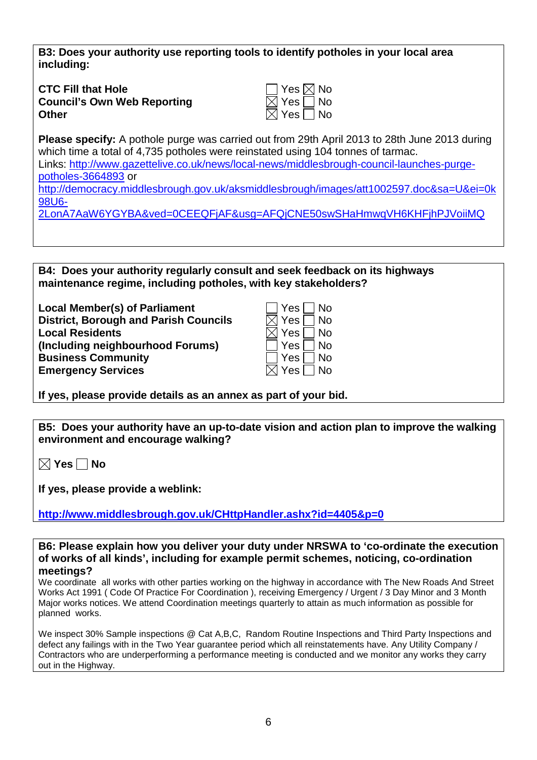**B3: Does your authority use reporting tools to identify potholes in your local area including:**

| | |
|---|---|
| **CTC Fill that Hole** | ☐ Yes ☒ No |
| **Council's Own Web Reporting** | ☒ Yes ☐ No |
| **Other** | ☒ Yes ☐ No |

**Please specify:** A pothole purge was carried out from 29th April 2013 to 28th June 2013 during which time a total of 4,735 potholes were reinstated using 104 tonnes of tarmac.
Links: http://www.gazettelive.co.uk/news/local-news/middlesbrough-council-launches-purge-potholes-3664893 or
http://democracy.middlesbrough.gov.uk/aksmiddlesbrough/images/att1002597.doc&sa=U&ei=0k98U6-2LonA7AaW6YGYBA&ved=0CEEQFjAF&usg=AFQjCNE50swSHaHmwqVH6KHFjhPJVoiiMQ

**B4: Does your authority regularly consult and seek feedback on its highways maintenance regime, including potholes, with key stakeholders?**

| | |
|---|---|
| **Local Member(s) of Parliament** | ☐ Yes ☐ No |
| **District, Borough and Parish Councils** | ☒ Yes ☐ No |
| **Local Residents** | ☒ Yes ☐ No |
| **(Including neighbourhood Forums)** | ☐ Yes ☐ No |
| **Business Community** | ☐ Yes ☐ No |
| **Emergency Services** | ☒ Yes ☐ No |

**If yes, please provide details as an annex as part of your bid.**

**B5: Does your authority have an up-to-date vision and action plan to improve the walking environment and encourage walking?**

☒ **Yes** ☐ **No**

**If yes, please provide a weblink:**

**http://www.middlesbrough.gov.uk/CHttpHandler.ashx?id=4405&p=0**

**B6: Please explain how you deliver your duty under NRSWA to 'co-ordinate the execution of works of all kinds', including for example permit schemes, noticing, co-ordination meetings?**

We coordinate all works with other parties working on the highway in accordance with The New Roads And Street Works Act 1991 ( Code Of Practice For Coordination ), receiving Emergency / Urgent / 3 Day Minor and 3 Month Major works notices. We attend Coordination meetings quarterly to attain as much information as possible for planned works.

We inspect 30% Sample inspections @ Cat A,B,C, Random Routine Inspections and Third Party Inspections and defect any failings with in the Two Year guarantee period which all reinstatements have. Any Utility Company / Contractors who are underperforming a performance meeting is conducted and we monitor any works they carry out in the Highway.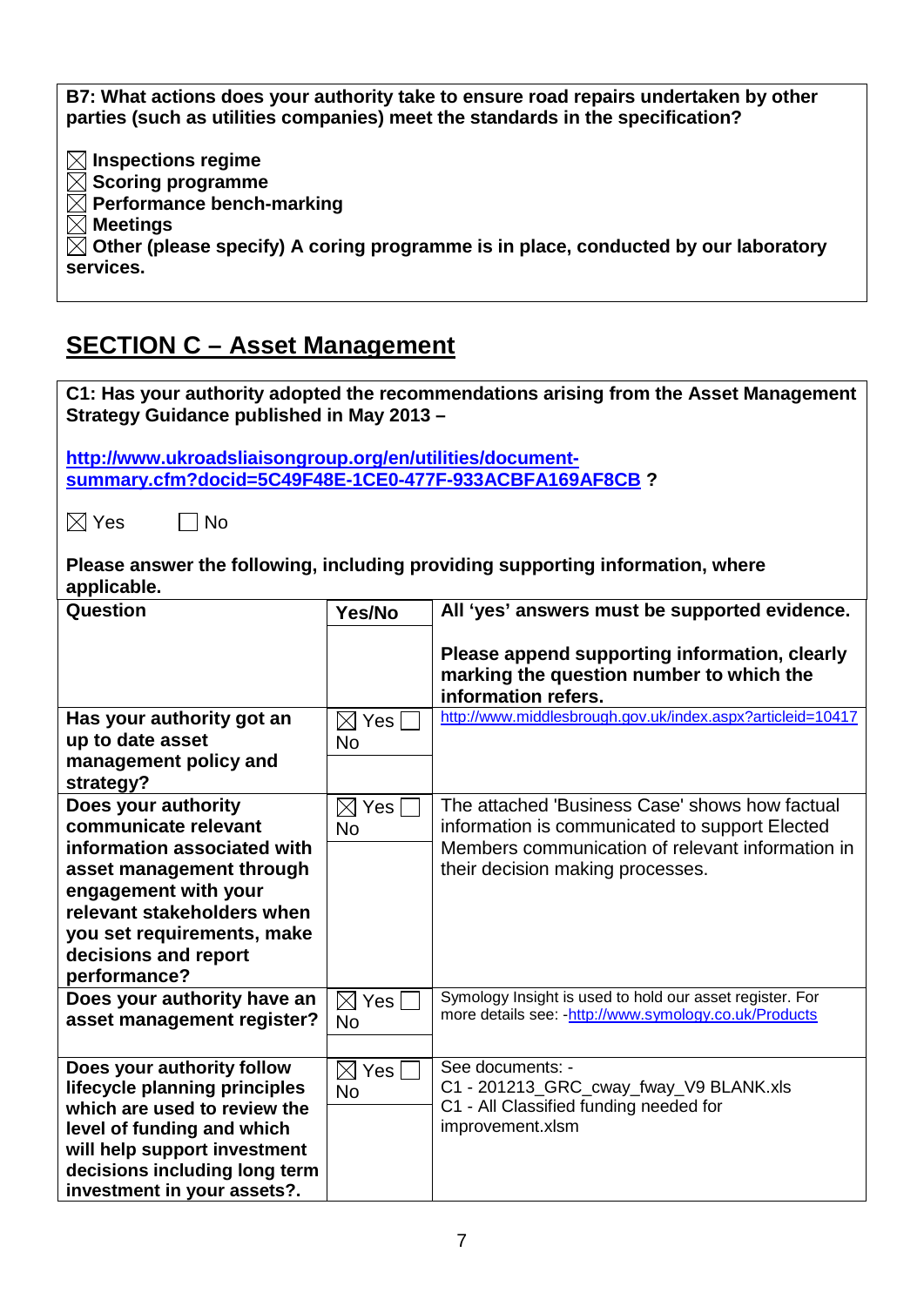**B7: What actions does your authority take to ensure road repairs undertaken by other parties (such as utilities companies) meet the standards in the specification?**

☒ **Inspections regime**
☒ **Scoring programme**
☒ **Performance bench-marking**
☒ **Meetings**
☒ **Other (please specify) A coring programme is in place, conducted by our laboratory services.**

## SECTION C – Asset Management

**C1: Has your authority adopted the recommendations arising from the Asset Management Strategy Guidance published in May 2013 –**

**[http://www.ukroadsliaisongroup.org/en/utilities/document-summary.cfm?docid=5C49F48E-1CE0-477F-933ACBFA169AF8CB](http://www.ukroadsliaisongroup.org/en/utilities/document-summary.cfm?docid=5C49F48E-1CE0-477F-933ACBFA169AF8CB) ?**

☒ Yes ☐ No

**Please answer the following, including providing supporting information, where applicable.**

| Question | Yes/No | All 'yes' answers must be supported evidence. Please append supporting information, clearly marking the question number to which the information refers. |
|---|---|---|
| **Has your authority got an up to date asset management policy and strategy?** | ☒ Yes ☐ No | http://www.middlesbrough.gov.uk/index.aspx?articleid=10417 |
| **Does your authority communicate relevant information associated with asset management through engagement with your relevant stakeholders when you set requirements, make decisions and report performance?** | ☒ Yes ☐ No | The attached 'Business Case' shows how factual information is communicated to support Elected Members communication of relevant information in their decision making processes. |
| **Does your authority have an asset management register?** | ☒ Yes ☐ No | Symology Insight is used to hold our asset register. For more details see: -http://www.symology.co.uk/Products |
| **Does your authority follow lifecycle planning principles which are used to review the level of funding and which will help support investment decisions including long term investment in your assets?.** | ☒ Yes ☐ No | See documents: - C1 - 201213_GRC_cway_fway_V9 BLANK.xls C1 - All Classified funding needed for improvement.xlsm |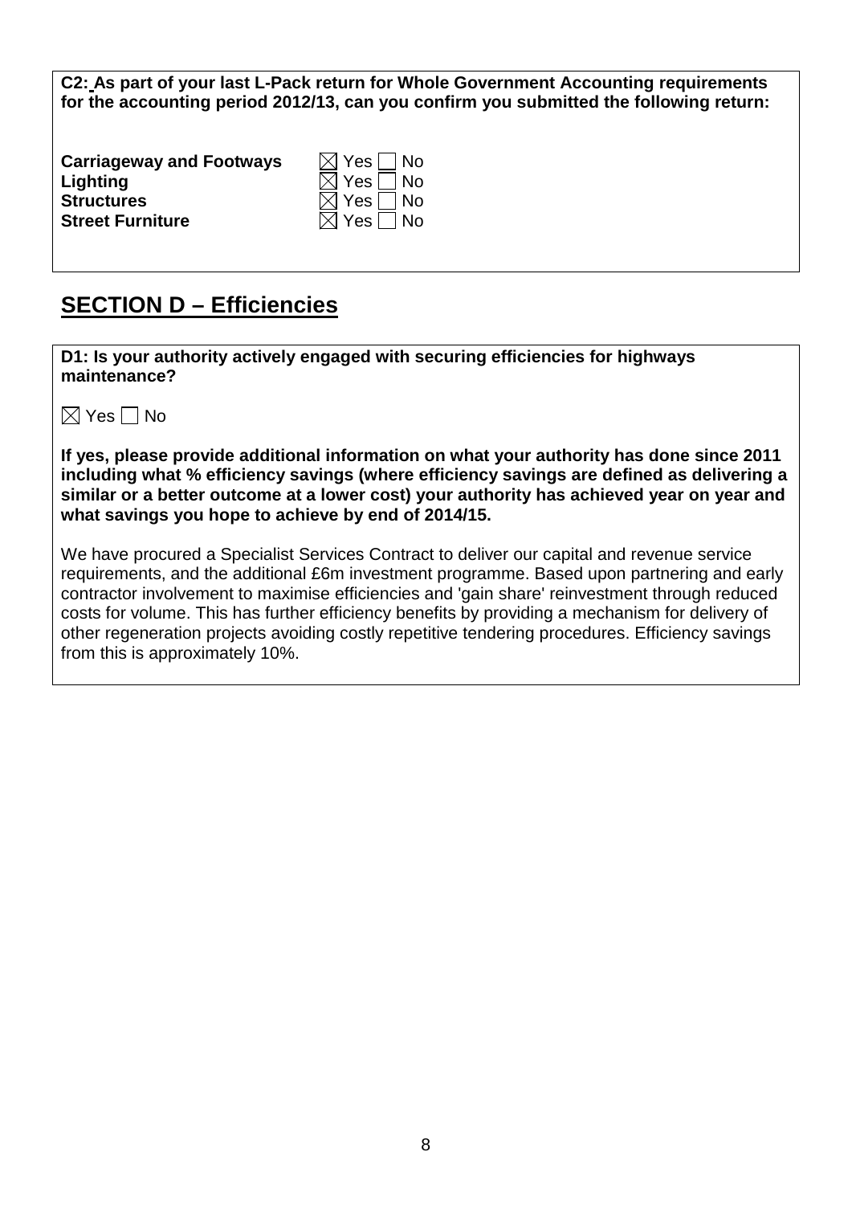**C2: As part of your last L-Pack return for Whole Government Accounting requirements for the accounting period 2012/13, can you confirm you submitted the following return:**

| | |
|---|---|
| **Carriageway and Footways** | ☒ Yes ☐ No |
| **Lighting** | ☒ Yes ☐ No |
| **Structures** | ☒ Yes ☐ No |
| **Street Furniture** | ☒ Yes ☐ No |

## SECTION D – Efficiencies

**D1: Is your authority actively engaged with securing efficiencies for highways maintenance?**

☒ Yes ☐ No

**If yes, please provide additional information on what your authority has done since 2011 including what % efficiency savings (where efficiency savings are defined as delivering a similar or a better outcome at a lower cost) your authority has achieved year on year and what savings you hope to achieve by end of 2014/15.**

We have procured a Specialist Services Contract to deliver our capital and revenue service requirements, and the additional £6m investment programme. Based upon partnering and early contractor involvement to maximise efficiencies and 'gain share' reinvestment through reduced costs for volume. This has further efficiency benefits by providing a mechanism for delivery of other regeneration projects avoiding costly repetitive tendering procedures. Efficiency savings from this is approximately 10%.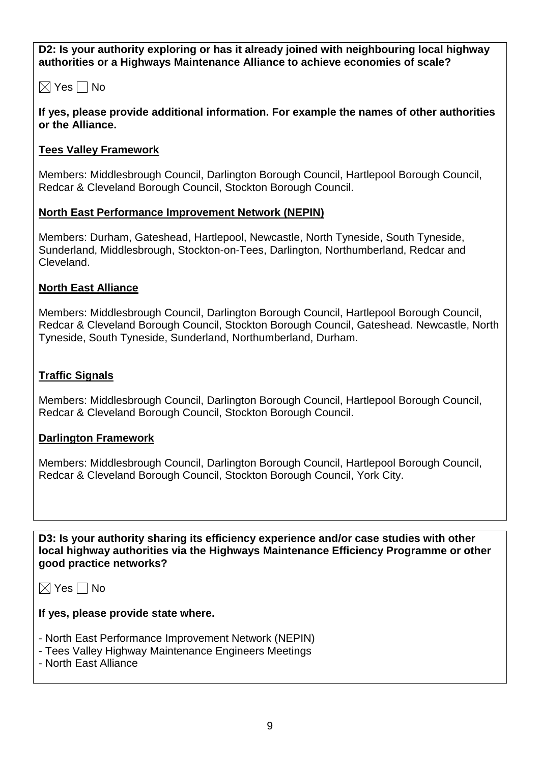**D2: Is your authority exploring or has it already joined with neighbouring local highway authorities or a Highways Maintenance Alliance to achieve economies of scale?**

☒ Yes ☐ No

**If yes, please provide additional information. For example the names of other authorities or the Alliance.**

**<u>Tees Valley Framework</u>**

Members: Middlesbrough Council, Darlington Borough Council, Hartlepool Borough Council, Redcar & Cleveland Borough Council, Stockton Borough Council.

**<u>North East Performance Improvement Network (NEPIN)</u>**

Members: Durham, Gateshead, Hartlepool, Newcastle, North Tyneside, South Tyneside, Sunderland, Middlesbrough, Stockton-on-Tees, Darlington, Northumberland, Redcar and Cleveland.

**<u>North East Alliance</u>**

Members: Middlesbrough Council, Darlington Borough Council, Hartlepool Borough Council, Redcar & Cleveland Borough Council, Stockton Borough Council, Gateshead. Newcastle, North Tyneside, South Tyneside, Sunderland, Northumberland, Durham.

**<u>Traffic Signals</u>**

Members: Middlesbrough Council, Darlington Borough Council, Hartlepool Borough Council, Redcar & Cleveland Borough Council, Stockton Borough Council.

**<u>Darlington Framework</u>**

Members: Middlesbrough Council, Darlington Borough Council, Hartlepool Borough Council, Redcar & Cleveland Borough Council, Stockton Borough Council, York City.

**D3: Is your authority sharing its efficiency experience and/or case studies with other local highway authorities via the Highways Maintenance Efficiency Programme or other good practice networks?**

☒ Yes ☐ No

**If yes, please provide state where.**

- North East Performance Improvement Network (NEPIN)
- Tees Valley Highway Maintenance Engineers Meetings
- North East Alliance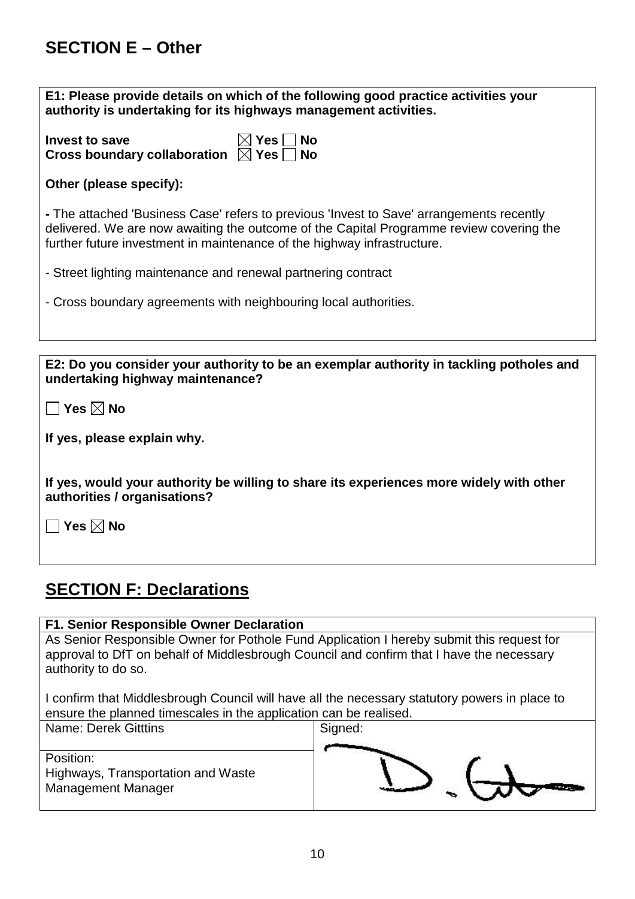## SECTION E – Other

**E1: Please provide details on which of the following good practice activities your authority is undertaking for its highways management activities.**

**Invest to save** ☒ **Yes** ☐ **No**
**Cross boundary collaboration** ☒ **Yes** ☐ **No**

**Other (please specify):**

**-** The attached 'Business Case' refers to previous 'Invest to Save' arrangements recently delivered. We are now awaiting the outcome of the Capital Programme review covering the further future investment in maintenance of the highway infrastructure.

- Street lighting maintenance and renewal partnering contract

- Cross boundary agreements with neighbouring local authorities.

**E2: Do you consider your authority to be an exemplar authority in tackling potholes and undertaking highway maintenance?**

☐ **Yes** ☒ **No**

**If yes, please explain why.**

**If yes, would your authority be willing to share its experiences more widely with other authorities / organisations?**

☐ **Yes** ☒ **No**

## SECTION F: Declarations

**F1. Senior Responsible Owner Declaration**

As Senior Responsible Owner for Pothole Fund Application I hereby submit this request for approval to DfT on behalf of Middlesbrough Council and confirm that I have the necessary authority to do so.

I confirm that Middlesbrough Council will have all the necessary statutory powers in place to ensure the planned timescales in the application can be realised.

| Name: Derek Gitttins | Signed: |
|---|---|
| Position: Highways, Transportation and Waste Management Manager | D. Git |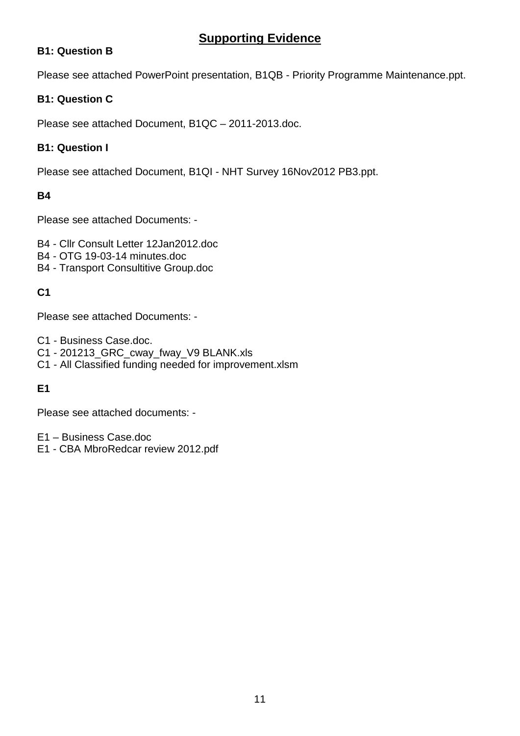## Supporting Evidence

**B1: Question B**

Please see attached PowerPoint presentation, B1QB - Priority Programme Maintenance.ppt.

**B1: Question C**

Please see attached Document, B1QC – 2011-2013.doc.

**B1: Question I**

Please see attached Document, B1QI - NHT Survey 16Nov2012 PB3.ppt.

**B4**

Please see attached Documents: -

B4 - Cllr Consult Letter 12Jan2012.doc
B4 - OTG 19-03-14 minutes.doc
B4 - Transport Consultitive Group.doc

**C1**

Please see attached Documents: -

C1 - Business Case.doc.
C1 - 201213_GRC_cway_fway_V9 BLANK.xls
C1 - All Classified funding needed for improvement.xlsm

**E1**

Please see attached documents: -

E1 – Business Case.doc
E1 - CBA MbroRedcar review 2012.pdf